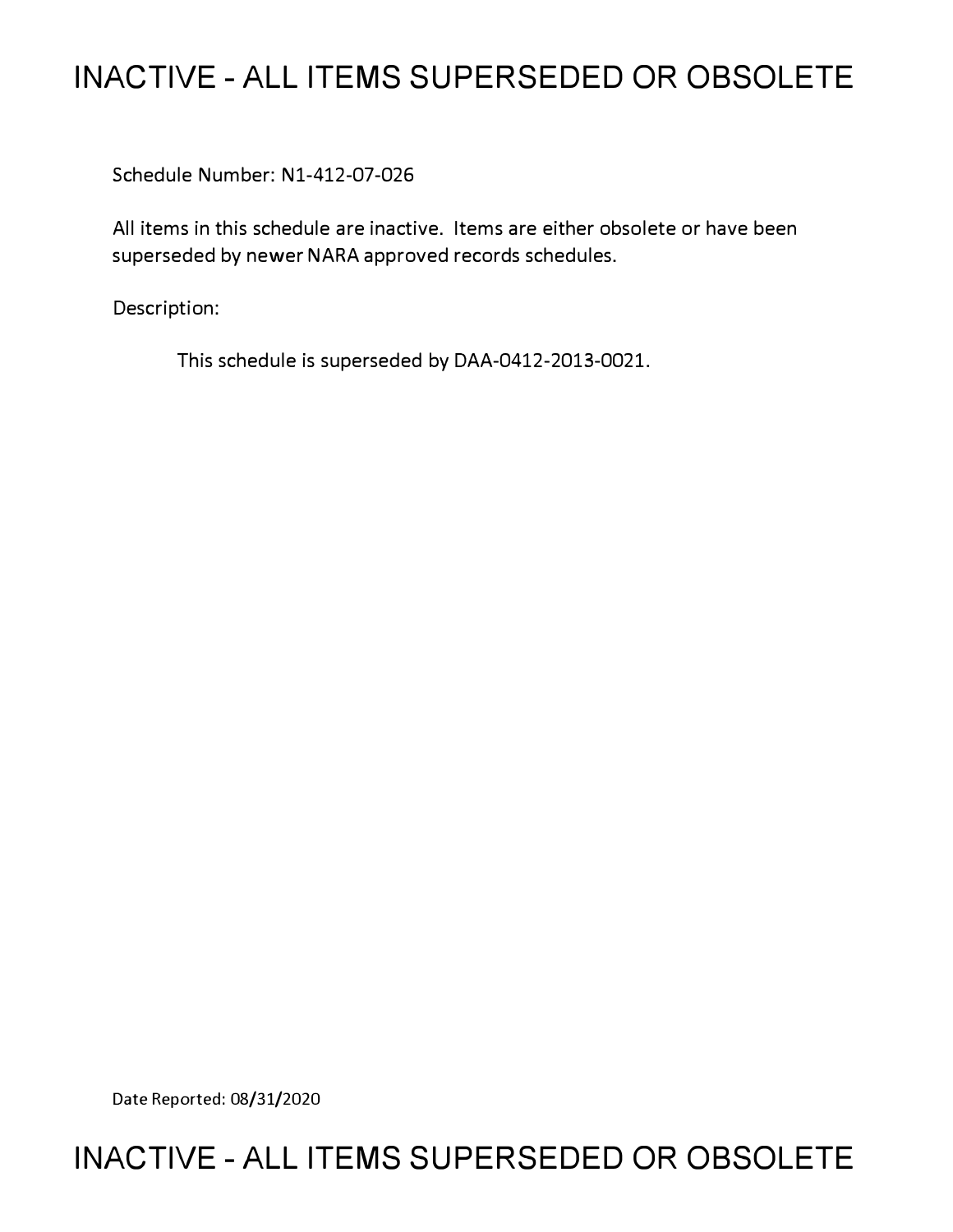# INACTIVE - ALL ITEMS SUPERSEDED OR OBSOLETE

Schedule Number: N1-412-07-026

All items in this schedule are inactive. Items are either obsolete or have been superseded by newer NARA approved records schedules.

Description:

This schedule is superseded by DAA-0412-2013-0021.

Date Reported: 08/31/2020

# INACTIVE - ALL ITEMS SUPERSEDED OR OBSOLETE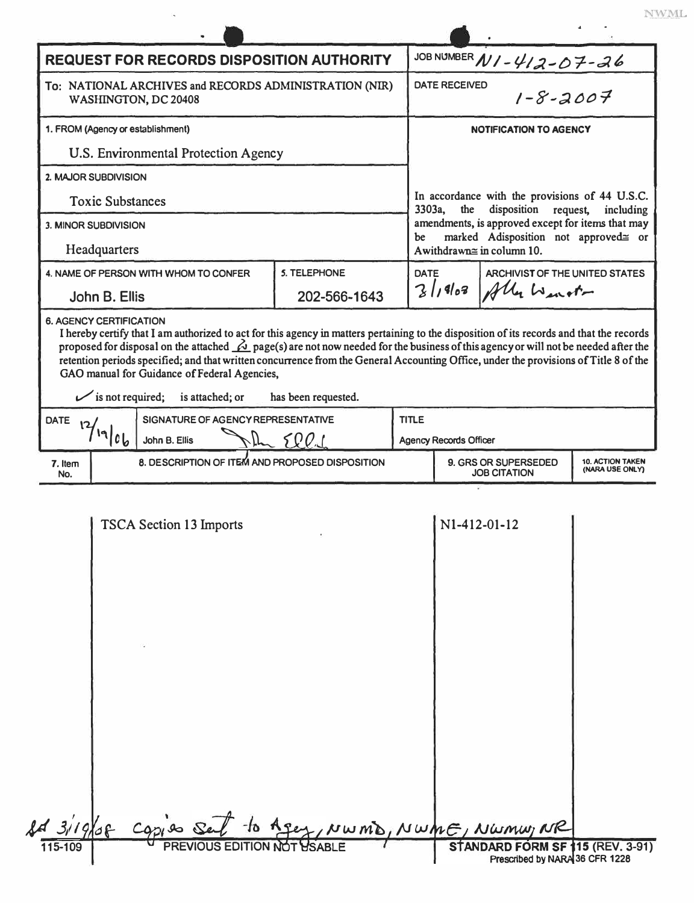NWML

# REQUEST FOR RECORDS DISPOSITION AUTHORITY

| | |
|---|---|
| **REQUEST FOR RECORDS DISPOSITION AUTHORITY** | JOB NUMBER N1-412-07-26 |
| To: NATIONAL ARCHIVES and RECORDS ADMINISTRATION (NIR) WASHINGTON, DC 20408 | DATE RECEIVED 1-8-2007 |
| 1. FROM (Agency or establishment) U.S. Environmental Protection Agency | NOTIFICATION TO AGENCY |
| 2. MAJOR SUBDIVISION Toxic Substances | In accordance with the provisions of 44 U.S.C. 3303a, the disposition request, including amendments, is approved except for items that may be marked Adisposition not approved≅ or Awithdrawn≅ in column 10. |
| 3. MINOR SUBDIVISION Headquarters | |

| 4. NAME OF PERSON WITH WHOM TO CONFER | 5. TELEPHONE | DATE | ARCHIVIST OF THE UNITED STATES |
|---|---|---|---|
| John B. Ellis | 202-566-1643 | 3/19/08 | Allen Weinstein |

**6. AGENCY CERTIFICATION**

I hereby certify that I am authorized to act for this agency in matters pertaining to the disposition of its records and that the records proposed for disposal on the attached 2 page(s) are not now needed for the business of this agency or will not be needed after the retention periods specified; and that written concurrence from the General Accounting Office, under the provisions of Title 8 of the GAO manual for Guidance of Federal Agencies,

✓ is not required; is attached; or has been requested.

| DATE | SIGNATURE OF AGENCY REPRESENTATIVE | TITLE |
|---|---|---|
| 12/19/06 | John B. Ellis | Agency Records Officer |

| 7. Item No. | 8. DESCRIPTION OF ITEM AND PROPOSED DISPOSITION | 9. GRS OR SUPERSEDED JOB CITATION | 10. ACTION TAKEN (NARA USE ONLY) |
|---|---|---|---|
| | TSCA Section 13 Imports | N1-412-01-12 | |

sd 3/19/08 copies sent to Agey, NWMD, NWME, NWMW, NR

115-109 PREVIOUS EDITION NOT USABLE

STANDARD FORM SF 115 (REV. 3-91)
Prescribed by NARA 36 CFR 1228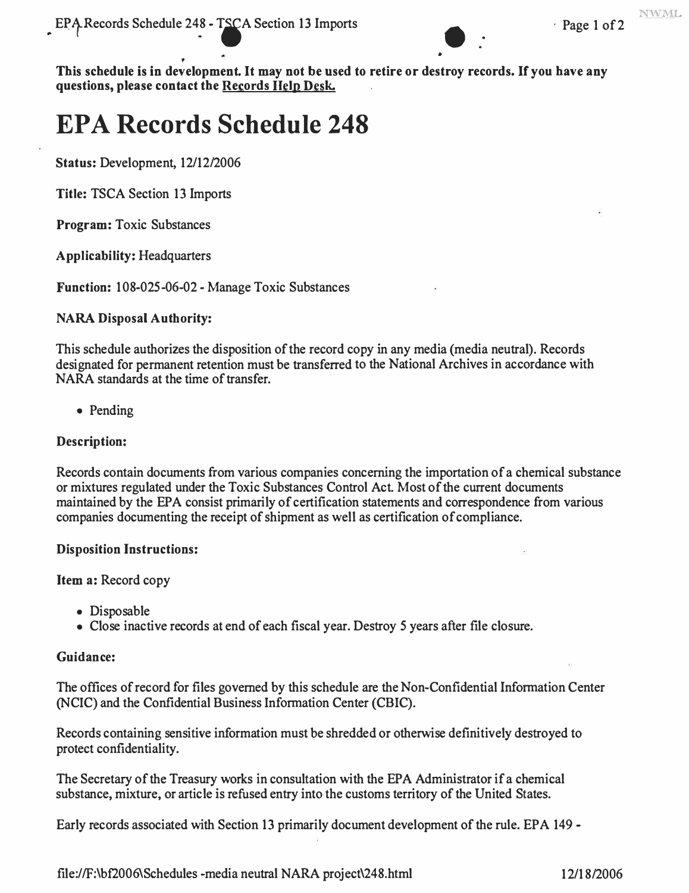**This schedule is in development. It may not be used to retire or destroy records. If you have any questions, please contact the Records Help Desk.**

# EPA Records Schedule 248

**Status:** Development, 12/12/2006

**Title:** TSCA Section 13 Imports

**Program:** Toxic Substances

**Applicability:** Headquarters

**Function:** 108-025-06-02 - Manage Toxic Substances

**NARA Disposal Authority:**

This schedule authorizes the disposition of the record copy in any media (media neutral). Records designated for permanent retention must be transferred to the National Archives in accordance with NARA standards at the time of transfer.

- Pending

**Description:**

Records contain documents from various companies concerning the importation of a chemical substance or mixtures regulated under the Toxic Substances Control Act. Most of the current documents maintained by the EPA consist primarily of certification statements and correspondence from various companies documenting the receipt of shipment as well as certification of compliance.

**Disposition Instructions:**

**Item a:** Record copy

- Disposable
- Close inactive records at end of each fiscal year. Destroy 5 years after file closure.

**Guidance:**

The offices of record for files governed by this schedule are the Non-Confidential Information Center (NCIC) and the Confidential Business Information Center (CBIC).

Records containing sensitive information must be shredded or otherwise definitively destroyed to protect confidentiality.

The Secretary of the Treasury works in consultation with the EPA Administrator if a chemical substance, mixture, or article is refused entry into the customs territory of the United States.

Early records associated with Section 13 primarily document development of the rule. EPA 149 -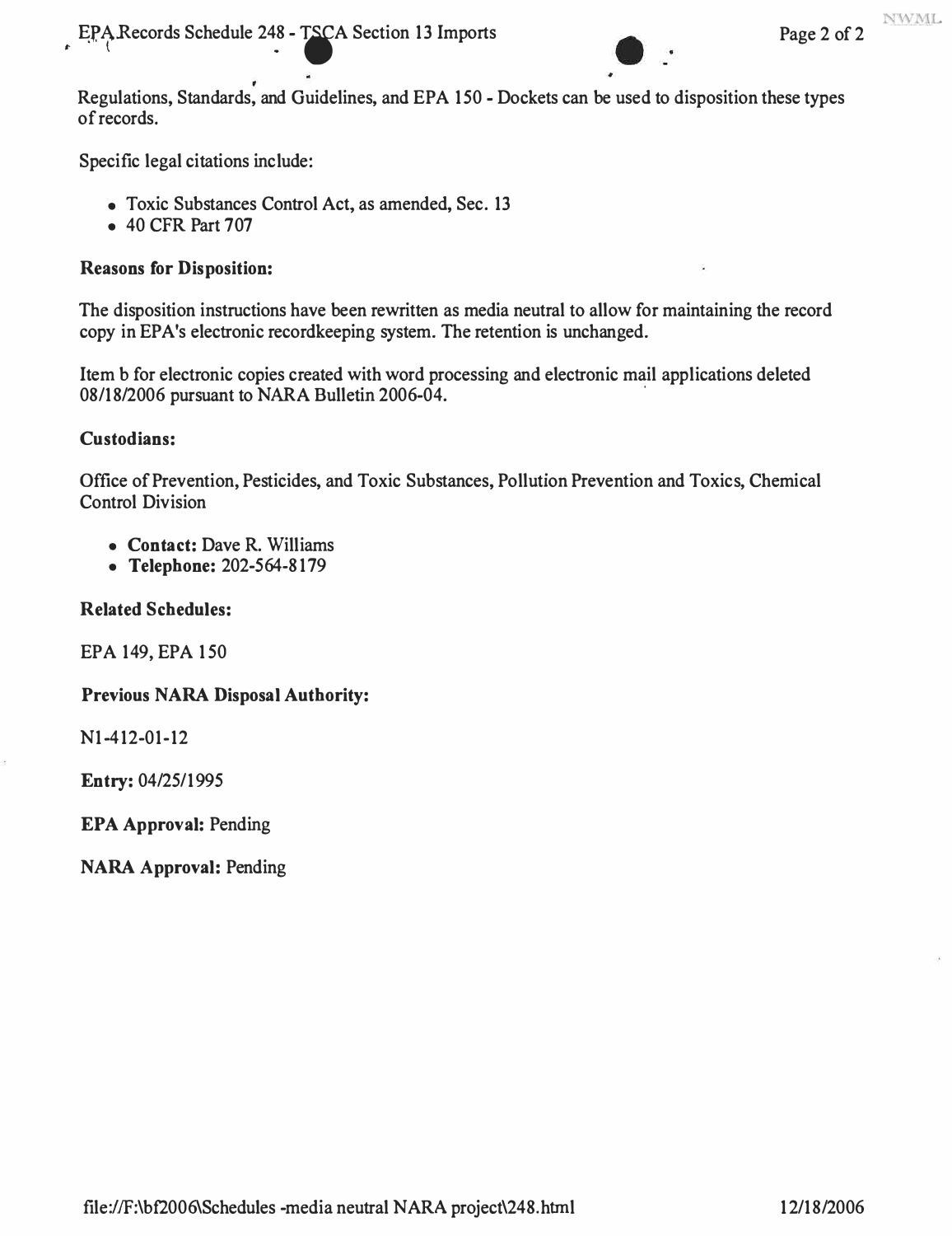Regulations, Standards, and Guidelines, and EPA 150 - Dockets can be used to disposition these types of records.

Specific legal citations include:

- Toxic Substances Control Act, as amended, Sec. 13
- 40 CFR Part 707

**Reasons for Disposition:**

The disposition instructions have been rewritten as media neutral to allow for maintaining the record copy in EPA's electronic recordkeeping system. The retention is unchanged.

Item b for electronic copies created with word processing and electronic mail applications deleted 08/18/2006 pursuant to NARA Bulletin 2006-04.

**Custodians:**

Office of Prevention, Pesticides, and Toxic Substances, Pollution Prevention and Toxics, Chemical Control Division

- **Contact:** Dave R. Williams
- **Telephone:** 202-564-8179

**Related Schedules:**

EPA 149, EPA 150

**Previous NARA Disposal Authority:**

N1-412-01-12

**Entry:** 04/25/1995

**EPA Approval:** Pending

**NARA Approval:** Pending